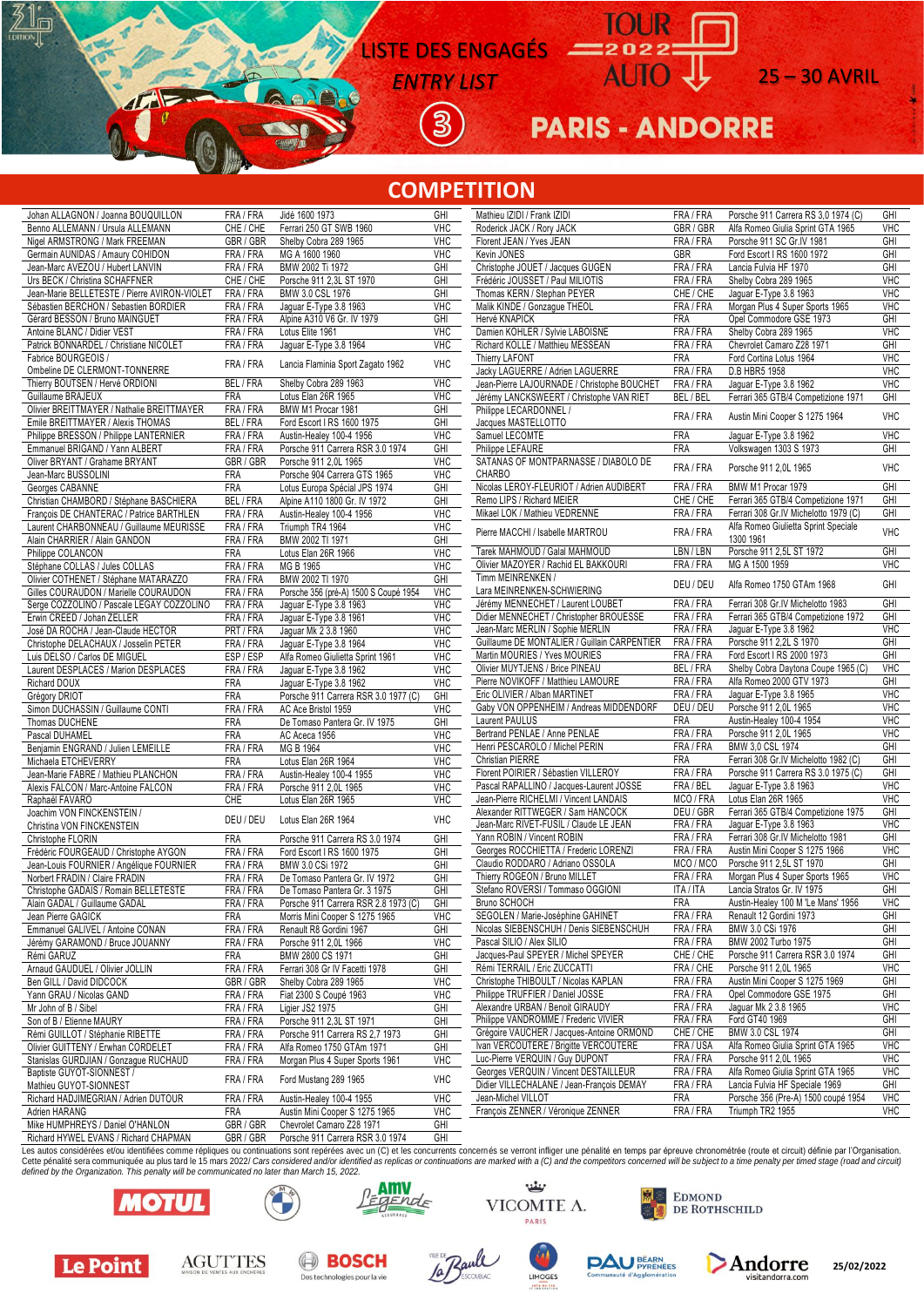# LISTE DES ENGAGÉS
## *ENTRY LIST*

TOUR AUTO 2022 — 31e ÉDITION

25 – 30 AVRIL

③ PARIS - ANDORRE

## COMPETITION

| Équipage | Nat. | Voiture | Cat. |
|---|---|---|---|
| Johan ALLAGNON / Joanna BOUQUILLON | FRA / FRA | Jidé 1600 1973 | GHI |
| Benno ALLEMANN / Ursula ALLEMANN | CHE / CHE | Ferrari 250 GT SWB 1960 | VHC |
| Nigel ARMSTRONG / Mark FREEMAN | GBR / GBR | Shelby Cobra 289 1965 | VHC |
| Germain AUNIDAS / Amaury COHIDON | FRA / FRA | MG A 1600 1960 | VHC |
| Jean-Marc AVEZOU / Hubert LANVIN | FRA / FRA | BMW 2002 Ti 1972 | GHI |
| Urs BECK / Christina SCHAFFNER | CHE / CHE | Porsche 911 2,3L ST 1970 | GHI |
| Jean-Marie BELLETESTE / Pierre AVIRON-VIOLET | FRA / FRA | BMW 3.0 CSL 1976 | GHI |
| Sébastien BERCHON / Sebastien BORDIER | FRA / FRA | Jaguar E-Type 3.8 1963 | VHC |
| Gérard BESSON / Bruno MAINGUET | FRA / FRA | Alpine A310 V6 Gr. IV 1979 | GHI |
| Antoine BLANC / Didier VEST | FRA / FRA | Lotus Elite 1961 | VHC |
| Patrick BONNARDEL / Christiane NICOLET | FRA / FRA | Jaguar E-Type 3.8 1964 | VHC |
| Fabrice BOURGEOIS / Ombeline DE CLERMONT-TONNERRE | FRA / FRA | Lancia Flaminia Sport Zagato 1962 | VHC |
| Thierry BOUTSEN / Hervé ORDIONI | BEL / FRA | Shelby Cobra 289 1963 | VHC |
| Guillaume BRAJEUX | FRA | Lotus Elan 26R 1965 | VHC |
| Olivier BREITTMAYER / Nathalie BREITTMAYER | FRA / FRA | BMW M1 Procar 1981 | GHI |
| Emile BREITTMAYER / Alexis THOMAS | BEL / FRA | Ford Escort I RS 1600 1975 | GHI |
| Philippe BRESSON / Philippe LANTERNIER | FRA / FRA | Austin-Healey 100-4 1956 | VHC |
| Emmanuel BRIGAND / Yann ALBERT | FRA / FRA | Porsche 911 Carrera RSR 3.0 1974 | GHI |
| Oliver BRYANT / Grahame BRYANT | GBR / GBR | Porsche 911 2.0L 1965 | VHC |
| Jean-Marc BUSSOLINI | FRA | Porsche 904 Carrera GTS 1965 | VHC |
| Georges CABANNE | FRA | Lotus Europa Spécial JPS 1974 | GHI |
| Christian CHAMBORD / Stéphane BASCHIERA | BEL / FRA | Alpine A110 1800 Gr. IV 1972 | GHI |
| François DE CHANTERAC / Patrice BARTHLEN | FRA / FRA | Austin-Healey 100-4 1956 | VHC |
| Laurent CHARBONNEAU / Guillaume MEURISSE | FRA / FRA | Triumph TR4 1964 | VHC |
| Alain CHARRIER / Alain GANDON | FRA / FRA | BMW 2002 TI 1971 | GHI |
| Philippe COLANCON | FRA | Lotus Elan 26R 1966 | VHC |
| Stéphane COLLAS / Jules COLLAS | FRA / FRA | MG B 1965 | VHC |
| Olivier COTHENET / Stéphane MATARAZZO | FRA / FRA | BMW 2002 TI 1970 | GHI |
| Gilles COURAUDON / Marielle COURAUDON | FRA / FRA | Porsche 356 (pré-A) 1500 S Coupé 1954 | VHC |
| Serge COZZOLINO / Pascale LEGAY COZZOLINO | FRA / FRA | Jaguar E-Type 3.8 1963 | VHC |
| Erwin CREED / John ZELLER | FRA / FRA | Jaguar E-Type 3.8 1961 | VHC |
| José DA ROCHA / Jean-Claude HECTOR | PRT / FRA | Jaguar Mk 2 3.8 1960 | VHC |
| Christophe DELACHAUX / Josselin PETER | FRA / FRA | Jaguar E-Type 3.8 1964 | VHC |
| Luis DELSO / Carlos DE MIGUEL | ESP / ESP | Alfa Romeo Giulietta Sprint 1961 | VHC |
| Laurent DESPLACES / Marion DESPLACES | FRA / FRA | Jaguar E-Type 3.8 1963 | VHC |
| Richard DOUX | FRA | Jaguar E-Type 3.8 1962 | VHC |
| Grégory DRIOT | FRA | Porsche 911 Carrera RSR 3.0 1977 (C) | GHI |
| Simon DUCHASSIN / Guillaume CONTI | FRA / FRA | AC Ace Bristol 1959 | VHC |
| Thomas DUCHENE | FRA | De Tomaso Pantera Gr. IV 1975 | GHI |
| Pascal DUHAMEL | FRA | AC Aceca 1956 | VHC |
| Benjamin ENGRAND / Julien LEMEILLE | FRA / FRA | MG B 1964 | VHC |
| Michaela ETCHEVERRY | FRA | Lotus Elan 26R 1964 | VHC |
| Jean-Marie FABRE / Mathieu PLANCHON | FRA / FRA | Austin-Healey 100-4 1955 | VHC |
| Alexis FALCON / Marc-Antoine FALCON | FRA / FRA | Porsche 911 2,0L 1965 | VHC |
| Raphaël FAVARO | CHE | Lotus Elan 26R 1965 | VHC |
| Joachim VON FINCKENSTEIN / Christina VON FINCKENSTEIN | DEU / DEU | Lotus Elan 26R 1964 | VHC |
| Christophe FLORIN | FRA | Porsche 911 Carrera RS 3.0 1974 | GHI |
| Frédéric FOURGEAUD / Christophe AYGON | FRA / FRA | Ford Escort I RS 1600 1975 | GHI |
| Jean-Louis FOURNIER / Angélique FOURNIER | FRA / FRA | BMW 3.0 CSi 1972 | GHI |
| Norbert FRADIN / Claire FRADIN | FRA / FRA | De Tomaso Pantera Gr. IV 1972 | GHI |
| Christophe GADAIS / Romain BELLETESTE | FRA / FRA | De Tomaso Pantera Gr. 3 1975 | GHI |
| Alain GADAL / Guillaume GADAL | FRA / FRA | Porsche 911 Carrera RSR 2.8 1973 (C) | GHI |
| Jean Pierre GAGICK | FRA | Morris Mini Cooper S 1275 1965 | VHC |
| Emmanuel GALIVEL / Antoine CONAN | FRA / FRA | Renault R8 Gordini 1967 | GHI |
| Jérémy GARAMOND / Bruce JOUANNY | FRA / FRA | Porsche 911 2,0L 1966 | VHC |
| Rémi GARUZ | FRA | BMW 2800 CS 1971 | GHI |
| Arnaud GAUDUEL / Olivier JOLLIN | FRA / FRA | Ferrari 308 Gr IV Facetti 1978 | GHI |
| Ben GILL / David DIDCOCK | GBR / GBR | Shelby Cobra 289 1965 | VHC |
| Yann GRAU / Nicolas GAND | FRA / FRA | Fiat 2300 S Coupé 1963 | VHC |
| Mr John of B / Sibel | FRA / FRA | Ligier JS2 1975 | GHI |
| Son of B / Etienne MAURY | FRA / FRA | Porsche 911 2,3L ST 1971 | GHI |
| Rémi GUILLOT / Stéphanie RIBETTE | FRA / FRA | Porsche 911 Carrera RS 2,7 1973 | GHI |
| Olivier GUITTENY / Erwhan CORDELET | FRA / FRA | Alfa Romeo 1750 GTAm 1971 | GHI |
| Stanislas GURDJIAN / Gonzague RUCHAUD | FRA / FRA | Morgan Plus 4 Super Sports 1961 | VHC |
| Baptiste GUYOT-SIONNEST / Mathieu GUYOT-SIONNEST | FRA / FRA | Ford Mustang 289 1965 | VHC |
| Richard HADJIMEGRIAN / Adrien DUTOUR | FRA / FRA | Austin-Healey 100-4 1955 | VHC |
| Adrien HARANG | FRA | Austin Mini Cooper S 1275 1965 | VHC |
| Mike HUMPHREYS / Daniel O'HANLON | GBR / GBR | Chevrolet Camaro Z28 1971 | GHI |
| Richard HYWEL EVANS / Richard CHAPMAN | GBR / GBR | Porsche 911 Carrera RSR 3.0 1974 | GHI |
| Mathieu IZIDI / Frank IZIDI | FRA / FRA | Porsche 911 Carrera RS 3,0 1974 (C) | GHI |
| Roderick JACK / Rory JACK | GBR / GBR | Alfa Romeo Giulia Sprint GTA 1965 | VHC |
| Florent JEAN / Yves JEAN | FRA / FRA | Porsche 911 SC Gr.IV 1981 | GHI |
| Kevin JONES | GBR | Ford Escort I RS 1600 1972 | GHI |
| Christophe JOUET / Jacques GUGEN | FRA / FRA | Lancia Fulvia HF 1970 | GHI |
| Frédéric JOUSSET / Paul MILIOTIS | FRA / FRA | Shelby Cobra 289 1965 | VHC |
| Thomas KERN / Stephan PEYER | CHE / CHE | Jaguar E-Type 3.8 1963 | VHC |
| Malik KINDE / Gonzague THEOL | FRA / FRA | Morgan Plus 4 Super Sports 1965 | VHC |
| Hervé KNAPICK | FRA | Opel Commodore GSE 1973 | GHI |
| Damien KOHLER / Sylvie LABOISNE | FRA / FRA | Shelby Cobra 289 1965 | VHC |
| Richard KOLLE / Matthieu MESSEAN | FRA / FRA | Chevrolet Camaro Z28 1971 | GHI |
| Thierry LAFONT | FRA | Ford Cortina Lotus 1964 | VHC |
| Jacky LAGUERRE / Adrien LAGUERRE | FRA / FRA | D.B HBR5 1958 | VHC |
| Jean-Pierre LAJOURNADE / Christophe BOUCHET | FRA / FRA | Jaguar E-Type 3.8 1962 | VHC |
| Jérémy LANCKSWEERT / Christophe VAN RIET | BEL / BEL | Ferrari 365 GTB/4 Competizione 1971 | GHI |
| Philippe LECARDONNEL / Jacques MASTELLOTTO | FRA / FRA | Austin Mini Cooper S 1275 1964 | VHC |
| Samuel LECOMTE | FRA | Jaguar E-Type 3.8 1962 | VHC |
| Philippe LEFAURE | FRA | Volkswagen 1303 S 1973 | GHI |
| SATANAS OF MONTPARNASSE / DIABOLO DE CHARBO | FRA / FRA | Porsche 911 2,0L 1965 | VHC |
| Nicolas LEROY-FLEURIOT / Adrien AUDIBERT | FRA / FRA | BMW M1 Procar 1979 | GHI |
| Remo LIPS / Richard MEIER | CHE / CHE | Ferrari 365 GTB/4 Competizione 1971 | GHI |
| Mikael LOK / Mathieu VEDRENNE | FRA / FRA | Ferrari 308 Gr.IV Michelotto 1979 (C) | GHI |
| Pierre MACCHI / Isabelle MARTROU | FRA / FRA | Alfa Romeo Giulietta Sprint Speciale 1300 1961 | VHC |
| Tarek MAHMOUD / Galal MAHMOUD | LBN / LBN | Porsche 911 2,5L ST 1972 | GHI |
| Olivier MAZOYER / Rachid EL BAKKOURI | FRA / FRA | MG A 1500 1959 | VHC |
| Timm MEINRENKEN / Lara MEINRENKEN-SCHWIERING | DEU / DEU | Alfa Romeo 1750 GTAm 1968 | GHI |
| Jérémy MENNECHET / Laurent LOUBET | FRA / FRA | Ferrari 308 Gr.IV Michelotto 1983 | GHI |
| Didier MENNECHET / Christopher BROUESSE | FRA / FRA | Ferrari 365 GTB/4 Competizione 1972 | GHI |
| Jean-Marc MERLIN / Sophie MERLIN | FRA / FRA | Jaguar E-Type 3.8 1962 | VHC |
| Guillaume DE MONTALIER / Guillain CARPENTIER | FRA / FRA | Porsche 911 2,2L S 1970 | GHI |
| Martin MOURIES / Yves MOURIES | FRA / FRA | Ford Escort I RS 2000 1973 | GHI |
| Olivier MUYTJENS / Brice PINEAU | BEL / FRA | Shelby Cobra Daytona Coupe 1965 (C) | VHC |
| Pierre NOVIKOFF / Matthieu LAMOURE | FRA / FRA | Alfa Romeo 2000 GTV 1973 | GHI |
| Eric OLIVIER / Alban MARTINET | FRA / FRA | Jaguar E-Type 3.8 1965 | VHC |
| Gaby VON OPPENHEIM / Andreas MIDDENDORF | DEU / DEU | Porsche 911 2,0L 1965 | VHC |
| Laurent PAULUS | FRA | Austin-Healey 100-4 1954 | VHC |
| Bertrand PENLAE / Anne PENLAE | FRA / FRA | Porsche 911 2,0L 1965 | VHC |
| Henri PESCAROLO / Michel PERIN | FRA / FRA | BMW 3,0 CSL 1974 | GHI |
| Christian PIERRE | FRA | Ferrari 308 Gr.IV Michelotto 1982 (C) | GHI |
| Florent POIRIER / Sébastien VILLEROY | FRA / FRA | Porsche 911 Carrera RS 3.0 1975 (C) | GHI |
| Pascal RAPALLINO / Jacques-Laurent JOSSE | FRA / BEL | Jaguar E-Type 3.8 1963 | VHC |
| Jean-Pierre RICHELMI / Vincent LANDAIS | MCO / FRA | Lotus Elan 26R 1965 | VHC |
| Alexander RITTWEGER / Sam HANCOCK | DEU / GBR | Ferrari 365 GTB/4 Competizione 1975 | GHI |
| Jean-Marc RIVET-FUSIL / Claude LE JEAN | FRA / FRA | Jaguar E-Type 3.8 1963 | VHC |
| Yann ROBIN / Vincent ROBIN | FRA / FRA | Ferrari 308 Gr.IV Michelotto 1981 | GHI |
| Georges ROCCHIETTA / Frederic LORENZI | FRA / FRA | Austin Mini Cooper S 1275 1966 | VHC |
| Claudio RODDARO / Adriano OSSOLA | MCO / MCO | Porsche 911 2,5L ST 1970 | GHI |
| Thierry ROGEON / Bruno MILLET | FRA / FRA | Morgan Plus 4 Super Sports 1965 | VHC |
| Stefano ROVERSI / Tommaso OGGIONI | ITA / ITA | Lancia Stratos Gr. IV 1975 | GHI |
| Bruno SCHOCH | FRA | Austin-Healey 100 M 'Le Mans' 1956 | VHC |
| SEGOLEN / Marie-Joséphine GAHINET | FRA / FRA | Renault 12 Gordini 1973 | GHI |
| Nicolas SIEBENSCHUH / Denis SIEBENSCHUH | FRA / FRA | BMW 3.0 CSi 1976 | GHI |
| Pascal SILIO / Alex SILIO | FRA / FRA | BMW 2002 Turbo 1975 | GHI |
| Jacques-Paul SPEYER / Michel SPEYER | CHE / CHE | Porsche 911 Carrera RSR 3.0 1974 | GHI |
| Rémi TERRAIL / Eric ZUCCATTI | FRA / CHE | Porsche 911 2,0L 1965 | VHC |
| Christophe THIBOULT / Nicolas KAPLAN | FRA / FRA | Austin Mini Cooper S 1275 1969 | GHI |
| Philippe TRUFFIER / Daniel JOSSE | FRA / FRA | Opel Commodore GSE 1975 | GHI |
| Alexandre URBAN / Benoit GIRAUDY | FRA / FRA | Jaguar Mk 2 3.8 1965 | VHC |
| Philippe VANDROMME / Frederic VIVIER | FRA / FRA | Ford GT40 1969 | GHI |
| Grégoire VAUCHER / Jacques-Antoine ORMOND | CHE / CHE | BMW 3.0 CSL 1974 | GHI |
| Ivan VERCOUTERE / Brigitte VERCOUTERE | FRA / USA | Alfa Romeo Giulia Sprint GTA 1965 | VHC |
| Luc-Pierre VERQUIN / Guy DUPONT | FRA / FRA | Porsche 911 2,0L 1965 | VHC |
| Georges VERQUIN / Vincent DESTAILLEUR | FRA / FRA | Alfa Romeo Giulia Sprint GTA 1965 | VHC |
| Didier VILLECHALANE / Jean-François DEMAY | FRA / FRA | Lancia Fulvia HF Speciale 1969 | GHI |
| Jean-Michel VILLOT | FRA | Porsche 356 (Pre-A) 1500 coupé 1954 | VHC |
| François ZENNER / Véronique ZENNER | FRA / FRA | Triumph TR2 1955 | VHC |

Les autos considérées et/ou identifiées comme répliques ou continuations sont repérées avec un (C) et les concurrents concernés se verront infliger une pénalité en temps par épreuve chronométrée (route et circuit) définie par l'Organisation. Cette pénalité sera communiquée au plus tard le 15 mars 2022/ *Cars considered and/or identified as replicas or continuations are marked with a (C) and the competitors concerned will be subject to a time penalty per timed stage (road and circuit) defined by the Organization. This penalty will be communicated no later than March 15, 2022.*

25/02/2022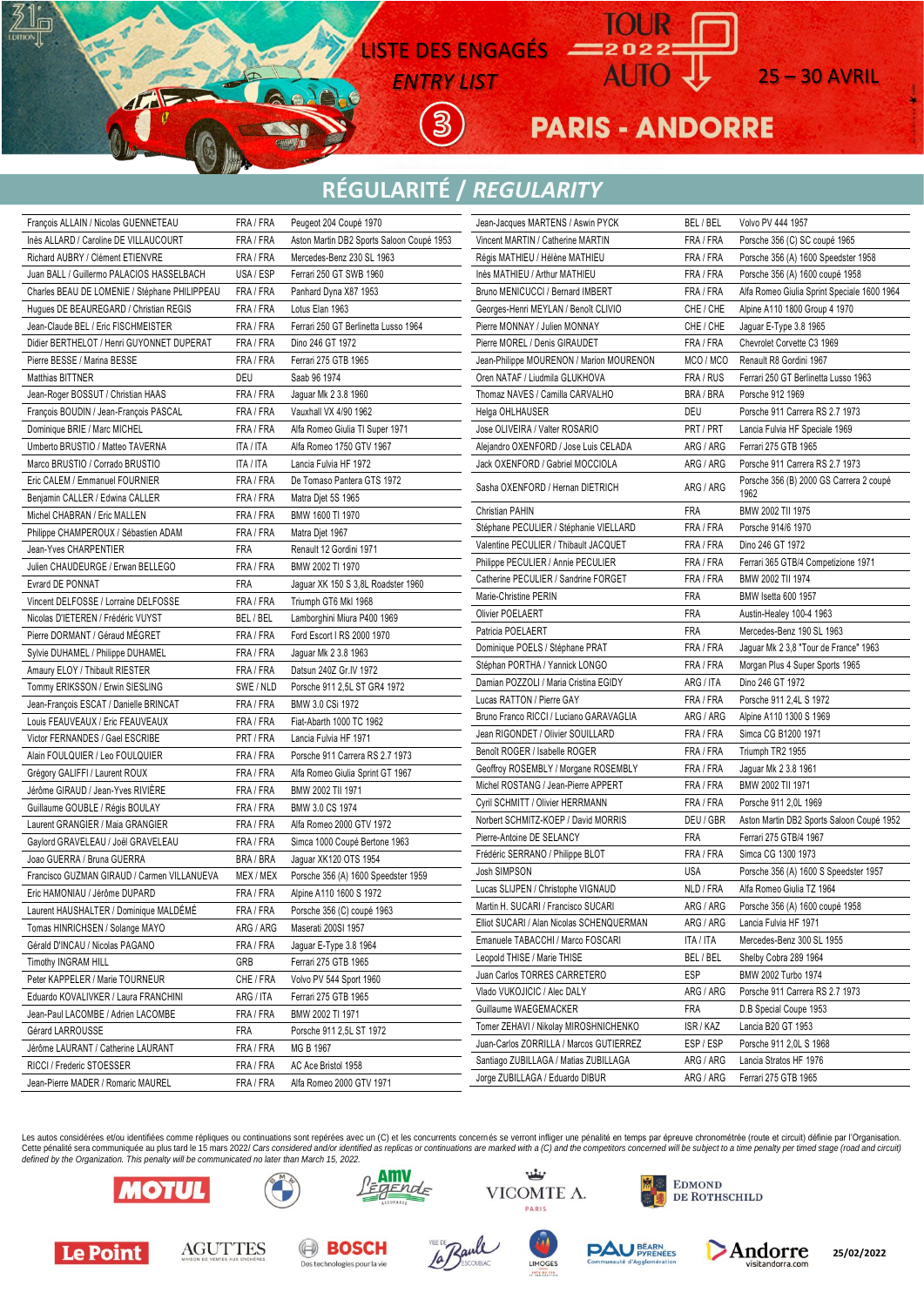# LISTE DES ENGAGÉS / *ENTRY LIST*

# TOUR AUTO 2022

31e EDITION

25 – 30 AVRIL

3

# PARIS - ANDORRE

## RÉGULARITÉ / *REGULARITY*

| | | |
|---|---|---|
| François ALLAIN / Nicolas GUENNETEAU | FRA / FRA | Peugeot 204 Coupé 1970 |
| Inès ALLARD / Caroline DE VILLACOURT | FRA / FRA | Aston Martin DB2 Sports Saloon Coupé 1953 |
| Richard AUBRY / Clément ETIENVRE | FRA / FRA | Mercedes-Benz 230 SL 1963 |
| Juan BALL / Guillermo PALACIOS HASSELBACH | USA / ESP | Ferrari 250 GT SWB 1960 |
| Charles BEAU DE LOMENIE / Stéphane PHILIPPEAU | FRA / FRA | Panhard Dyna X87 1953 |
| Hugues DE BEAUREGARD / Christian REGIS | FRA / FRA | Lotus Elan 1963 |
| Jean-Claude BEL / Eric FISCHMEISTER | FRA / FRA | Ferrari 250 GT Berlinetta Lusso 1964 |
| Didier BERTHELOT / Henri GUYONNET DUPERAT | FRA / FRA | Dino 246 GT 1972 |
| Pierre BESSE / Marina BESSE | FRA / FRA | Ferrari 275 GTB 1965 |
| Matthias BITTNER | DEU | Saab 96 1974 |
| Jean-Roger BOSSUT / Christian HAAS | FRA / FRA | Jaguar Mk 2 3.8 1960 |
| François BOUDIN / Jean-François PASCAL | FRA / FRA | Vauxhall VX 4/90 1962 |
| Dominique BRIE / Marc MICHEL | FRA / FRA | Alfa Romeo Giulia TI Super 1971 |
| Umberto BRUSTIO / Matteo TAVERNA | ITA / ITA | Alfa Romeo 1750 GTV 1967 |
| Marco BRUSTIO / Corrado BRUSTIO | ITA / ITA | Lancia Fulvia HF 1972 |
| Eric CALEM / Emmanuel FOURNIER | FRA / FRA | De Tomaso Pantera GTS 1972 |
| Benjamin CALLER / Edwina CALLER | FRA / FRA | Matra Djet 5S 1965 |
| Michel CHABRAN / Eric MALLEN | FRA / FRA | BMW 1600 TI 1970 |
| Philippe CHAMPEROUX / Sébastien ADAM | FRA / FRA | Matra Djet 1967 |
| Jean-Yves CHARPENTIER | FRA | Renault 12 Gordini 1971 |
| Julien CHAUDEURGE / Erwan BELLEGO | FRA / FRA | BMW 2002 TII 1970 |
| Evrard DE PONNAT | FRA | Jaguar XK 150 S 3,8L Roadster 1960 |
| Vincent DELFOSSE / Lorraine DELFOSSE | FRA / FRA | Triumph GT6 MkI 1968 |
| Nicolas D'IETEREN / Frédéric VUYST | BEL / BEL | Lamborghini Miura P400 1969 |
| Pierre DORMANT / Géraud MÉGRET | FRA / FRA | Ford Escort I RS 2000 1970 |
| Sylvie DUHAMEL / Philippe DUHAMEL | FRA / FRA | Jaguar Mk 2 3.8 1963 |
| Amaury ELOY / Thibault RIESTER | FRA / FRA | Datsun 240Z Gr.IV 1972 |
| Tommy ERIKSSON / Erwin SIESLING | SWE / NLD | Porsche 911 2,5L ST GR4 1972 |
| Jean-François ESCAT / Danielle BRINCAT | FRA / FRA | BMW 3.0 CSi 1972 |
| Louis FEAUVEAUX / Eric FEAUVEAUX | FRA / FRA | Fiat-Abarth 1000 TC 1962 |
| Victor FERNANDES / Gael ESCRIBE | PRT / FRA | Lancia Fulvia HF 1971 |
| Alain FOULQUIER / Leo FOULQUIER | FRA / FRA | Porsche 911 Carrera RS 2.7 1973 |
| Grégory GALIFFI / Laurent ROUX | FRA / FRA | Alfa Romeo Giulia Sprint GT 1967 |
| Jérôme GIRAUD / Jean-Yves RIVIÈRE | FRA / FRA | BMW 2002 TII 1971 |
| Guillaume GOUBLE / Régis BOULAY | FRA / FRA | BMW 3.0 CS 1974 |
| Laurent GRANGIER / Maia GRANGIER | FRA / FRA | Alfa Romeo 2000 GTV 1972 |
| Gaylord GRAVELEAU / Joël GRAVELEAU | FRA / FRA | Simca 1000 Coupé Bertone 1963 |
| Joao GUERRA / Bruna GUERRA | BRA / BRA | Jaguar XK120 OTS 1954 |
| Francisco GUZMAN GIRAUD / Carmen VILLANUEVA | MEX / MEX | Porsche 356 (A) 1600 Speedster 1959 |
| Eric HAMONIAU / Jérôme DUPARD | FRA / FRA | Alpine A110 1600 S 1972 |
| Laurent HAUSHALTER / Dominique MALDÉMÉ | FRA / FRA | Porsche 356 (C) coupé 1963 |
| Tomas HINRICHSEN / Solange MAYO | ARG / ARG | Maserati 200SI 1957 |
| Gérald D'INCAU / Nicolas PAGANO | FRA / FRA | Jaguar E-Type 3.8 1964 |
| Timothy INGRAM HILL | GRB | Ferrari 275 GTB 1965 |
| Peter KAPPELER / Marie TOURNEUR | CHE / FRA | Volvo PV 544 Sport 1960 |
| Eduardo KOVALIVKER / Laura FRANCHINI | ARG / ITA | Ferrari 275 GTB 1965 |
| Jean-Paul LACOMBE / Adrien LACOMBE | FRA / FRA | BMW 2002 TI 1971 |
| Gérard LARROUSSE | FRA | Porsche 911 2,5L ST 1972 |
| Jérôme LAURANT / Catherine LAURANT | FRA / FRA | MG B 1967 |
| RICCI / Frederic STOESSER | FRA / FRA | AC Ace Bristol 1958 |
| Jean-Pierre MADER / Romaric MAUREL | FRA / FRA | Alfa Romeo 2000 GTV 1971 |
| Jean-Jacques MARTENS / Aswin PYCK | BEL / BEL | Volvo PV 444 1957 |
| Vincent MARTIN / Catherine MARTIN | FRA / FRA | Porsche 356 (C) SC coupé 1965 |
| Régis MATHIEU / Hélène MATHIEU | FRA / FRA | Porsche 356 (A) 1600 Speedster 1958 |
| Inès MATHIEU / Arthur MATHIEU | FRA / FRA | Porsche 356 (A) 1600 coupé 1958 |
| Bruno MENICUCCI / Bernard IMBERT | FRA / FRA | Alfa Romeo Giulia Sprint Speciale 1600 1964 |
| Georges-Henri MEYLAN / Benoît CLIVIO | CHE / CHE | Alpine A110 1800 Group 4 1970 |
| Pierre MONNAY / Julien MONNAY | CHE / CHE | Jaguar E-Type 3.8 1965 |
| Pierre MOREL / Denis GIRAUDET | FRA / FRA | Chevrolet Corvette C3 1969 |
| Jean-Philippe MOURENON / Marion MOURENON | MCO / MCO | Renault R8 Gordini 1967 |
| Oren NATAF / Liudmila GLUKHOVA | FRA / RUS | Ferrari 250 GT Berlinetta Lusso 1963 |
| Thomaz NAVES / Camilla CARVALHO | BRA / BRA | Porsche 912 1969 |
| Helga OHLHAUSER | DEU | Porsche 911 Carrera RS 2.7 1973 |
| Jose OLIVEIRA / Valter ROSARIO | PRT / PRT | Lancia Fulvia HF Speciale 1969 |
| Alejandro OXENFORD / Jose Luis CELADA | ARG / ARG | Ferrari 275 GTB 1965 |
| Jack OXENFORD / Gabriel MOCCIOLA | ARG / ARG | Porsche 911 Carrera RS 2.7 1973 |
| Sasha OXENFORD / Hernan DIETRICH | ARG / ARG | Porsche 356 (B) 2000 GS Carrera 2 coupé 1962 |
| Christian PAHIN | FRA | BMW 2002 TII 1975 |
| Stéphane PECULIER / Stéphanie VIELLARD | FRA / FRA | Porsche 914/6 1970 |
| Valentine PECULIER / Thibault JACQUET | FRA / FRA | Dino 246 GT 1972 |
| Philippe PECULIER / Annie PECULIER | FRA / FRA | Ferrari 365 GTB/4 Competizione 1971 |
| Catherine PECULIER / Sandrine FORGET | FRA / FRA | BMW 2002 TII 1974 |
| Marie-Christine PERIN | FRA | BMW Isetta 600 1957 |
| Olivier POELAERT | FRA | Austin-Healey 100-4 1963 |
| Patricia POELAERT | FRA | Mercedes-Benz 190 SL 1963 |
| Dominique POELS / Stéphane PRAT | FRA / FRA | Jaguar Mk 2 3,8 "Tour de France" 1963 |
| Stéphan PORTHA / Yannick LONGO | FRA / FRA | Morgan Plus 4 Super Sports 1965 |
| Damian POZZOLI / Maria Cristina EGIDY | ARG / ITA | Dino 246 GT 1972 |
| Lucas RATTON / Pierre GAY | FRA / FRA | Porsche 911 2,4L S 1972 |
| Bruno Franco RICCI / Luciano GARAVAGLIA | ARG / ARG | Alpine A110 1300 S 1969 |
| Jean RIGONDET / Olivier SOUILLARD | FRA / FRA | Simca CG B1200 1971 |
| Benoît ROGER / Isabelle ROGER | FRA / FRA | Triumph TR2 1955 |
| Geoffroy ROSEMBLY / Morgane ROSEMBLY | FRA / FRA | Jaguar Mk 2 3.8 1961 |
| Michel ROSTANG / Jean-Pierre APPERT | FRA / FRA | BMW 2002 TII 1971 |
| Cyril SCHMITT / Olivier HERRMANN | FRA / FRA | Porsche 911 2,0L 1969 |
| Norbert SCHMITZ-KOEP / David MORRIS | DEU / GBR | Aston Martin DB2 Sports Saloon Coupé 1952 |
| Pierre-Antoine DE SELANCY | FRA | Ferrari 275 GTB/4 1967 |
| Frédéric SERRANO / Philippe BLOT | FRA / FRA | Simca CG 1300 1973 |
| Josh SIMPSON | USA | Porsche 356 (A) 1600 S Speedster 1957 |
| Lucas SLIJPEN / Christophe VIGNAUD | NLD / FRA | Alfa Romeo Giulia TZ 1964 |
| Martin H. SUCARI / Francisco SUCARI | ARG / ARG | Porsche 356 (A) 1600 coupé 1958 |
| Elliot SUCARI / Alan Nicolas SCHENQUERMAN | ARG / ARG | Lancia Fulvia HF 1971 |
| Emanuele TABACCHI / Marco FOSCARI | ITA / ITA | Mercedes-Benz 300 SL 1955 |
| Leopold THISE / Marie THISE | BEL / BEL | Shelby Cobra 289 1964 |
| Juan Carlos TORRES CARRETERO | ESP | BMW 2002 Turbo 1974 |
| Vlado VUKOJICIC / Alec DALY | ARG / ARG | Porsche 911 Carrera RS 2.7 1973 |
| Guillaume WAEGEMACKER | FRA | D.B Special Coupe 1953 |
| Tomer ZEHAVI / Nikolay MIROSHNICHENKO | ISR / KAZ | Lancia B20 GT 1953 |
| Juan-Carlos ZORRILLA / Marcos GUTIERREZ | ESP / ESP | Porsche 911 2,0L S 1968 |
| Santiago ZUBILLAGA / Matias ZUBILLAGA | ARG / ARG | Lancia Stratos HF 1976 |
| Jorge ZUBILLAGA / Eduardo DIBUR | ARG / ARG | Ferrari 275 GTB 1965 |

Les autos considérées et/ou identifiées comme répliques ou continuations sont repérées avec un (C) et les concurrents concernés se verront infliger une pénalité en temps par épreuve chronométrée (route et circuit) définie par l'Organisation. Cette pénalité sera communiquée au plus tard le 15 mars 2022/ *Cars considered and/or identified as replicas or continuations are marked with a (C) and the competitors concerned will be subject to a time penalty per timed stage (road and circuit) defined by the Organization. This penalty will be communicated no later than March 15, 2022.*

MOTUL · BMW · AMV Légende · VICOMTE A. PARIS · EDMOND DE ROTHSCHILD · Le Point · AGUTTES · BOSCH Des technologies pour la vie · Ville de La Baule Escoublac · LIMOGES · PAU BÉARN PYRÉNÉES Communauté d'Agglomération · Andorre visitandorra.com

25/02/2022